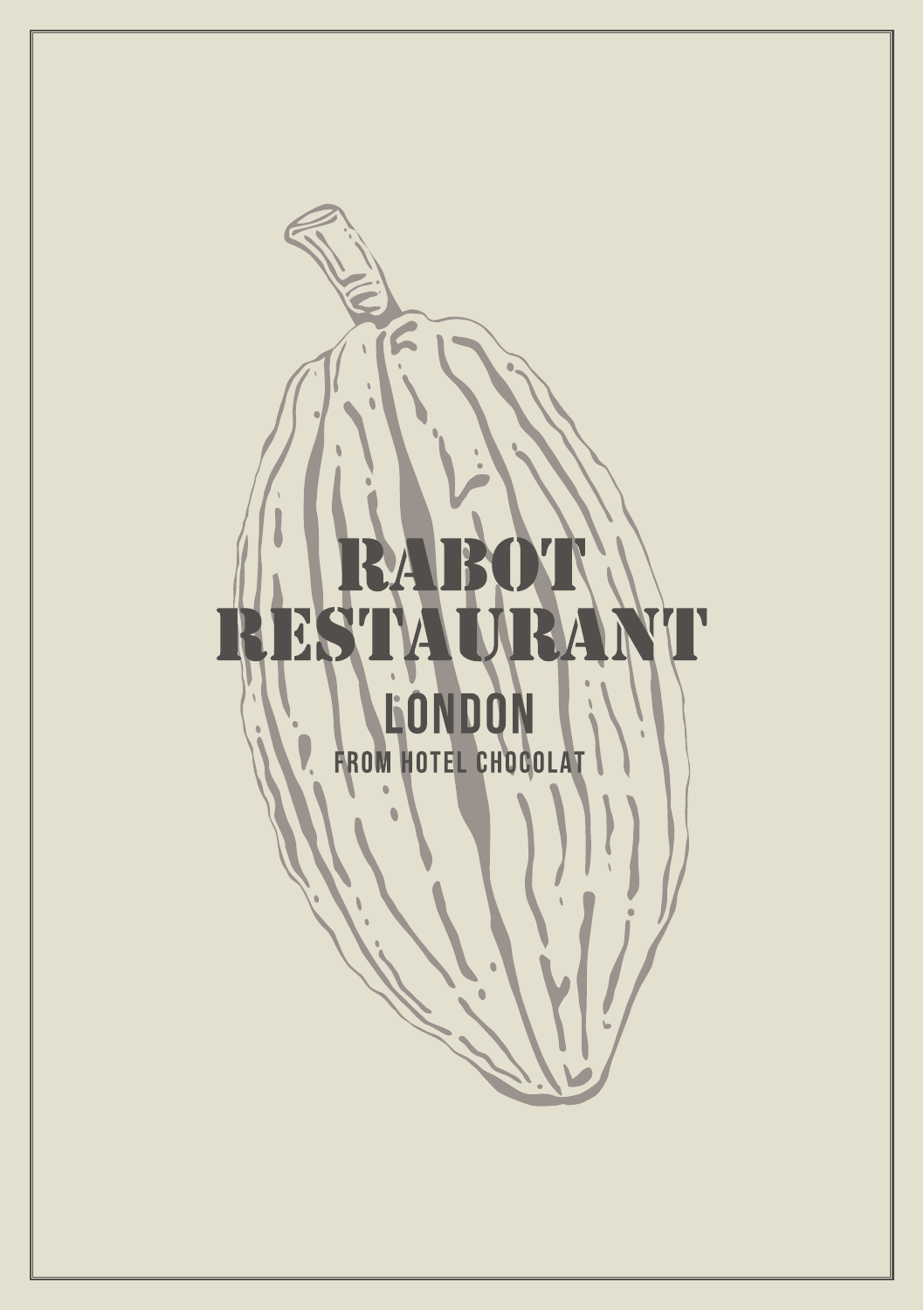# RABOT RESTAURANT

## LONDON

FROM HOTEL CHOCOLAT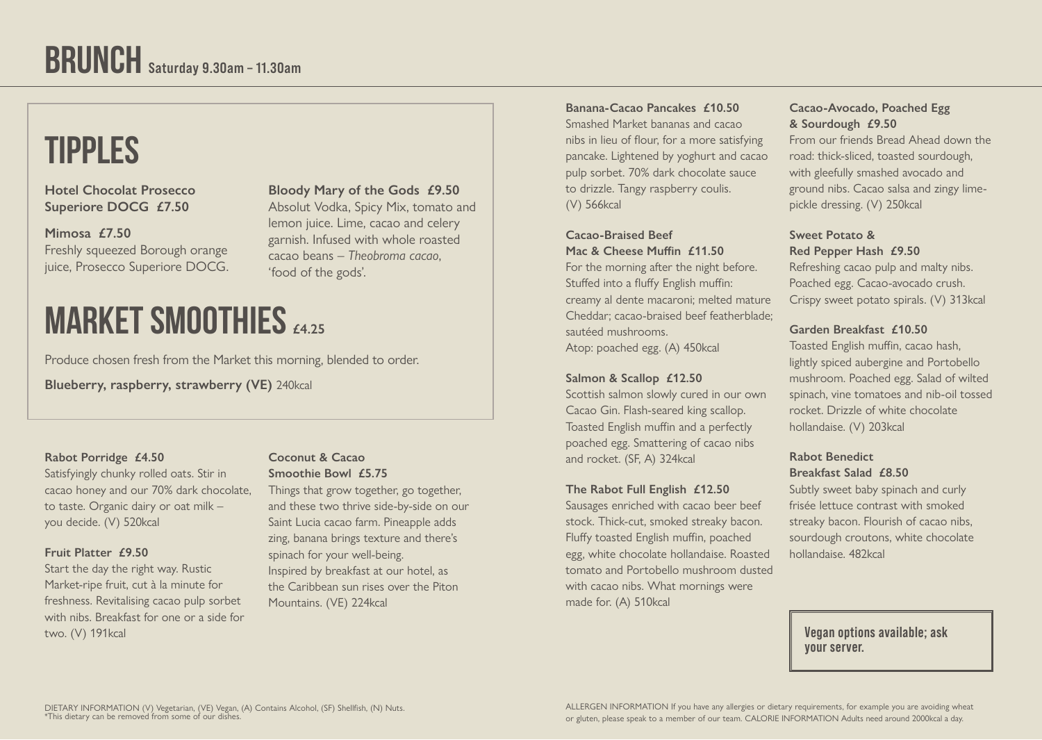# BRUNCH Saturday 9.30am – 11.30am

## TIPPLES

**Hotel Chocolat Prosecco Superiore DOCG £7.50**

**Mimosa £7.50**
Freshly squeezed Borough orange juice, Prosecco Superiore DOCG.

**Bloody Mary of the Gods £9.50**
Absolut Vodka, Spicy Mix, tomato and lemon juice. Lime, cacao and celery garnish. Infused with whole roasted cacao beans – *Theobroma cacao*, 'food of the gods'.

## MARKET SMOOTHIES £4.25

Produce chosen fresh from the Market this morning, blended to order.

**Blueberry, raspberry, strawberry (VE)** 240kcal

**Rabot Porridge £4.50**
Satisfyingly chunky rolled oats. Stir in cacao honey and our 70% dark chocolate, to taste. Organic dairy or oat milk – you decide. (V) 520kcal

**Fruit Platter £9.50**
Start the day the right way. Rustic Market-ripe fruit, cut à la minute for freshness. Revitalising cacao pulp sorbet with nibs. Breakfast for one or a side for two. (V) 191kcal

**Coconut & Cacao Smoothie Bowl £5.75**
Things that grow together, go together, and these two thrive side-by-side on our Saint Lucia cacao farm. Pineapple adds zing, banana brings texture and there's spinach for your well-being.
Inspired by breakfast at our hotel, as the Caribbean sun rises over the Piton Mountains. (VE) 224kcal

**Banana-Cacao Pancakes £10.50**
Smashed Market bananas and cacao nibs in lieu of flour, for a more satisfying pancake. Lightened by yoghurt and cacao pulp sorbet. 70% dark chocolate sauce to drizzle. Tangy raspberry coulis. (V) 566kcal

**Cacao-Braised Beef Mac & Cheese Muffin £11.50**
For the morning after the night before. Stuffed into a fluffy English muffin: creamy al dente macaroni; melted mature Cheddar; cacao-braised beef featherblade; sautéed mushrooms.
Atop: poached egg. (A) 450kcal

**Salmon & Scallop £12.50**
Scottish salmon slowly cured in our own Cacao Gin. Flash-seared king scallop. Toasted English muffin and a perfectly poached egg. Smattering of cacao nibs and rocket. (SF, A) 324kcal

**The Rabot Full English £12.50**
Sausages enriched with cacao beer beef stock. Thick-cut, smoked streaky bacon. Fluffy toasted English muffin, poached egg, white chocolate hollandaise. Roasted tomato and Portobello mushroom dusted with cacao nibs. What mornings were made for. (A) 510kcal

**Cacao-Avocado, Poached Egg & Sourdough £9.50**
From our friends Bread Ahead down the road: thick-sliced, toasted sourdough, with gleefully smashed avocado and ground nibs. Cacao salsa and zingy lime-pickle dressing. (V) 250kcal

**Sweet Potato & Red Pepper Hash £9.50**
Refreshing cacao pulp and malty nibs. Poached egg. Cacao-avocado crush. Crispy sweet potato spirals. (V) 313kcal

**Garden Breakfast £10.50**
Toasted English muffin, cacao hash, lightly spiced aubergine and Portobello mushroom. Poached egg. Salad of wilted spinach, vine tomatoes and nib-oil tossed rocket. Drizzle of white chocolate hollandaise. (V) 203kcal

**Rabot Benedict Breakfast Salad £8.50**
Subtly sweet baby spinach and curly frisée lettuce contrast with smoked streaky bacon. Flourish of cacao nibs, sourdough croutons, white chocolate hollandaise. 482kcal

**Vegan options available; ask your server.**

DIETARY INFORMATION (V) Vegetarian, (VE) Vegan, (A) Contains Alcohol, (SF) Shellfish, (N) Nuts.
*This dietary can be removed from some of our dishes.

ALLERGEN INFORMATION If you have any allergies or dietary requirements, for example you are avoiding wheat or gluten, please speak to a member of our team. CALORIE INFORMATION Adults need around 2000kcal a day.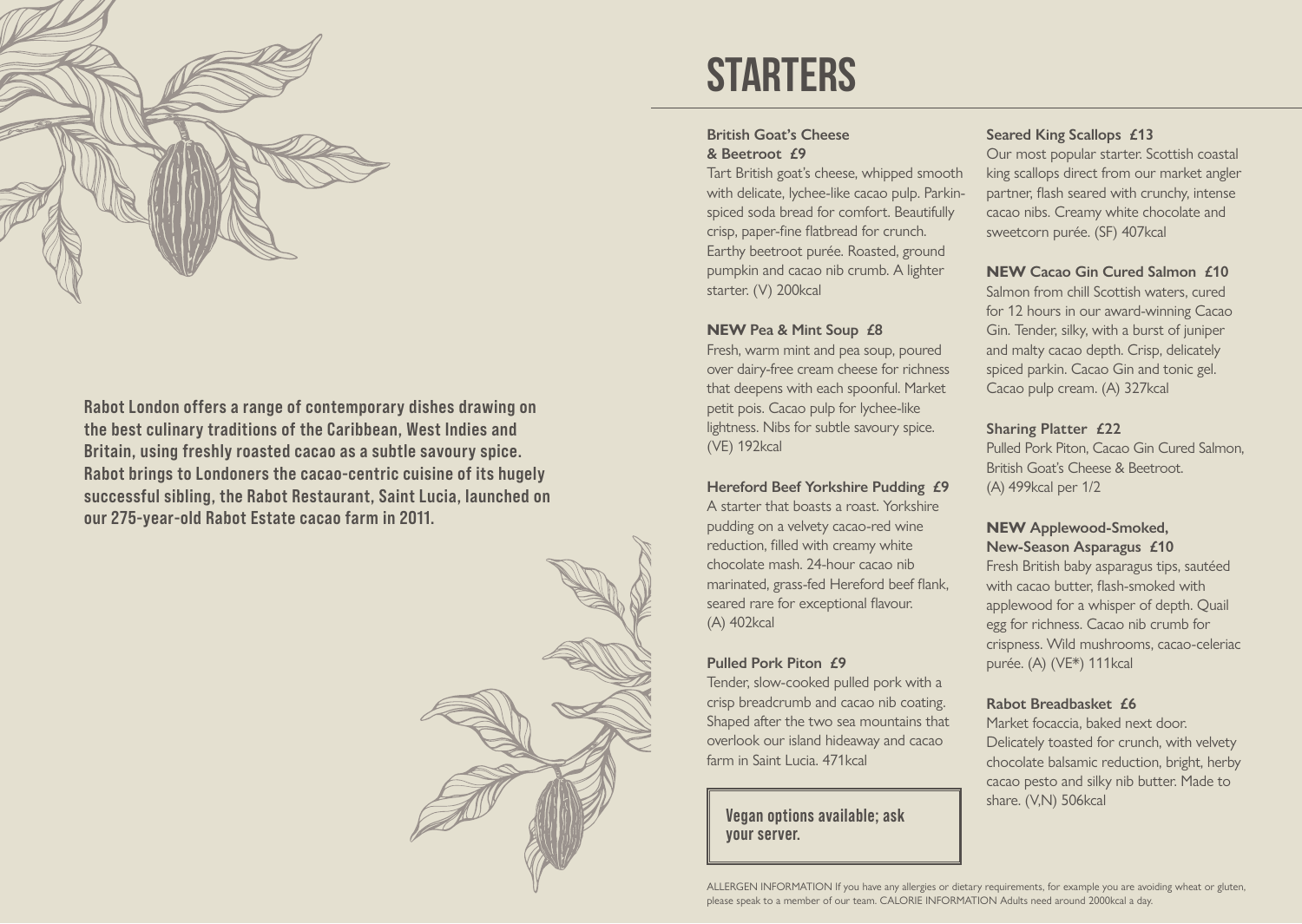Rabot London offers a range of contemporary dishes drawing on the best culinary traditions of the Caribbean, West Indies and Britain, using freshly roasted cacao as a subtle savoury spice. Rabot brings to Londoners the cacao-centric cuisine of its hugely successful sibling, the Rabot Restaurant, Saint Lucia, launched on our 275-year-old Rabot Estate cacao farm in 2011.

# STARTERS

**British Goat's Cheese & Beetroot £9**
Tart British goat's cheese, whipped smooth with delicate, lychee-like cacao pulp. Parkin-spiced soda bread for comfort. Beautifully crisp, paper-fine flatbread for crunch. Earthy beetroot purée. Roasted, ground pumpkin and cacao nib crumb. A lighter starter. (V) 200kcal

**NEW Pea & Mint Soup £8**
Fresh, warm mint and pea soup, poured over dairy-free cream cheese for richness that deepens with each spoonful. Market petit pois. Cacao pulp for lychee-like lightness. Nibs for subtle savoury spice. (VE) 192kcal

**Hereford Beef Yorkshire Pudding £9**
A starter that boasts a roast. Yorkshire pudding on a velvety cacao-red wine reduction, filled with creamy white chocolate mash. 24-hour cacao nib marinated, grass-fed Hereford beef flank, seared rare for exceptional flavour. (A) 402kcal

**Pulled Pork Piton £9**
Tender, slow-cooked pulled pork with a crisp breadcrumb and cacao nib coating. Shaped after the two sea mountains that overlook our island hideaway and cacao farm in Saint Lucia. 471kcal

**Vegan options available; ask your server.**

**Seared King Scallops £13**
Our most popular starter. Scottish coastal king scallops direct from our market angler partner, flash seared with crunchy, intense cacao nibs. Creamy white chocolate and sweetcorn purée. (SF) 407kcal

**NEW Cacao Gin Cured Salmon £10**
Salmon from chill Scottish waters, cured for 12 hours in our award-winning Cacao Gin. Tender, silky, with a burst of juniper and malty cacao depth. Crisp, delicately spiced parkin. Cacao Gin and tonic gel. Cacao pulp cream. (A) 327kcal

**Sharing Platter £22**
Pulled Pork Piton, Cacao Gin Cured Salmon, British Goat's Cheese & Beetroot. (A) 499kcal per 1/2

**NEW Applewood-Smoked, New-Season Asparagus £10**
Fresh British baby asparagus tips, sautéed with cacao butter, flash-smoked with applewood for a whisper of depth. Quail egg for richness. Cacao nib crumb for crispness. Wild mushrooms, cacao-celeriac purée. (A) (VE*) 111kcal

**Rabot Breadbasket £6**
Market focacia, baked next door. Delicately toasted for crunch, with velvety chocolate balsamic reduction, bright, herby cacao pesto and silky nib butter. Made to share. (V,N) 506kcal

ALLERGEN INFORMATION If you have any allergies or dietary requirements, for example you are avoiding wheat or gluten, please speak to a member of our team. CALORIE INFORMATION Adults need around 2000kcal a day.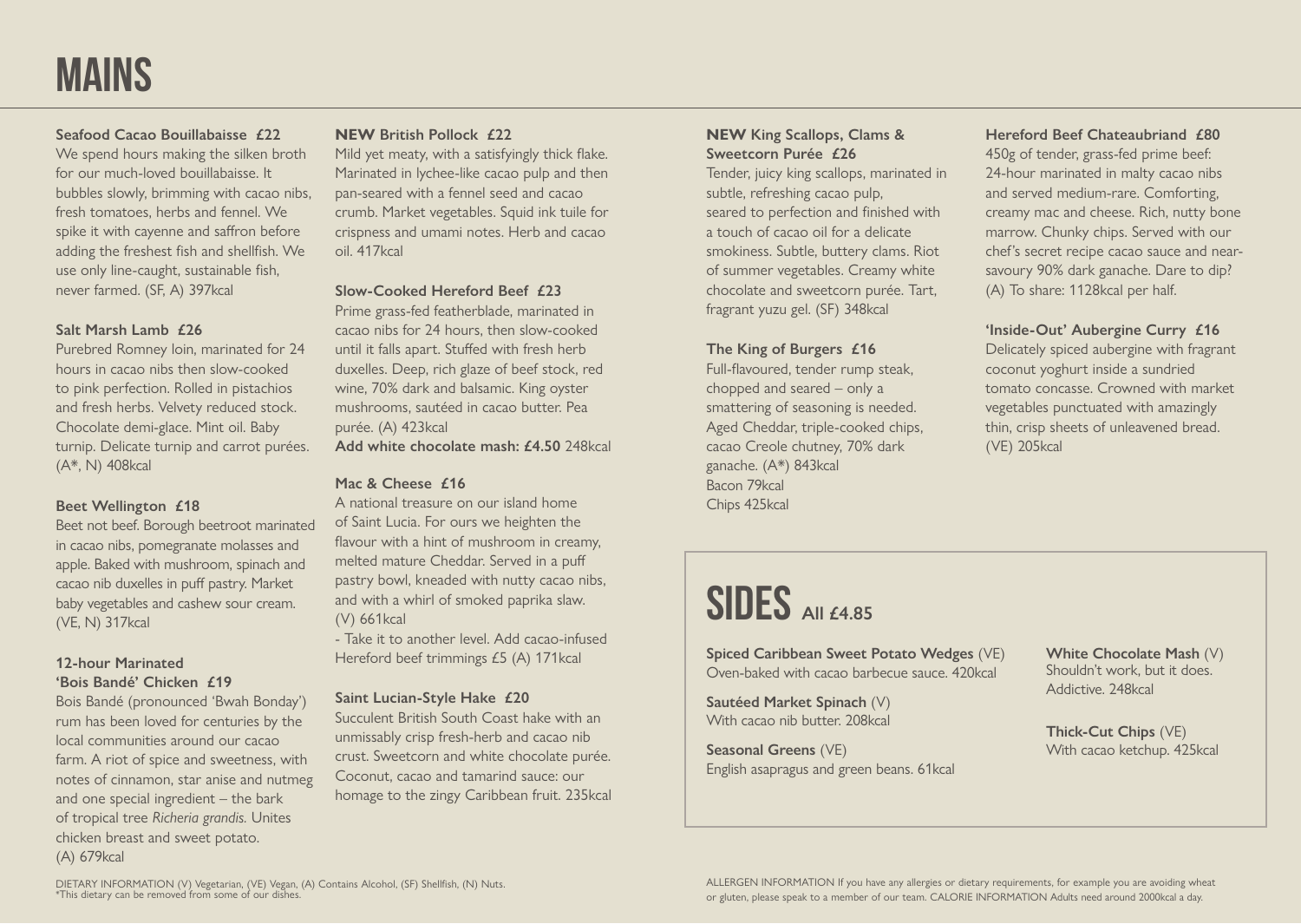# MAINS

**Seafood Cacao Bouillabaisse £22**
We spend hours making the silken broth for our much-loved bouillabaisse. It bubbles slowly, brimming with cacao nibs, fresh tomatoes, herbs and fennel. We spike it with cayenne and saffron before adding the freshest fish and shellfish. We use only line-caught, sustainable fish, never farmed. (SF, A) 397kcal

**Salt Marsh Lamb £26**
Purebred Romney loin, marinated for 24 hours in cacao nibs then slow-cooked to pink perfection. Rolled in pistachios and fresh herbs. Velvety reduced stock. Chocolate demi-glace. Mint oil. Baby turnip. Delicate turnip and carrot purées. (A*, N) 408kcal

**Beet Wellington £18**
Beet not beef. Borough beetroot marinated in cacao nibs, pomegranate molasses and apple. Baked with mushroom, spinach and cacao nib duxelles in puff pastry. Market baby vegetables and cashew sour cream. (VE, N) 317kcal

**12-hour Marinated 'Bois Bandé' Chicken £19**
Bois Bandé (pronounced 'Bwah Bonday') rum has been loved for centuries by the local communities around our cacao farm. A riot of spice and sweetness, with notes of cinnamon, star anise and nutmeg and one special ingredient – the bark of tropical tree *Richeria grandis.* Unites chicken breast and sweet potato. (A) 679kcal

**NEW British Pollock £22**
Mild yet meaty, with a satisfyingly thick flake. Marinated in lychee-like cacao pulp and then pan-seared with a fennel seed and cacao crumb. Market vegetables. Squid ink tuile for crispness and umami notes. Herb and cacao oil. 417kcal

**Slow-Cooked Hereford Beef £23**
Prime grass-fed featherblade, marinated in cacao nibs for 24 hours, then slow-cooked until it falls apart. Stuffed with fresh herb duxelles. Deep, rich glaze of beef stock, red wine, 70% dark and balsamic. King oyster mushrooms, sautéed in cacao butter. Pea purée. (A) 423kcal
**Add white chocolate mash: £4.50** 248kcal

**Mac & Cheese £16**
A national treasure on our island home of Saint Lucia. For ours we heighten the flavour with a hint of mushroom in creamy, melted mature Cheddar. Served in a puff pastry bowl, kneaded with nutty cacao nibs, and with a whirl of smoked paprika slaw. (V) 661kcal
- Take it to another level. Add cacao-infused Hereford beef trimmings £5 (A) 171kcal

**Saint Lucian-Style Hake £20**
Succulent British South Coast hake with an unmissably crisp fresh-herb and cacao nib crust. Sweetcorn and white chocolate purée. Coconut, cacao and tamarind sauce: our homage to the zingy Caribbean fruit. 235kcal

**NEW King Scallops, Clams & Sweetcorn Purée £26**
Tender, juicy king scallops, marinated in subtle, refreshing cacao pulp, seared to perfection and finished with a touch of cacao oil for a delicate smokiness. Subtle, buttery clams. Riot of summer vegetables. Creamy white chocolate and sweetcorn purée. Tart, fragrant yuzu gel. (SF) 348kcal

**The King of Burgers £16**
Full-flavoured, tender rump steak, chopped and seared – only a smattering of seasoning is needed. Aged Cheddar, triple-cooked chips, cacao Creole chutney, 70% dark ganache. (A*) 843kcal
Bacon 79kcal
Chips 425kcal

**Hereford Beef Chateaubriand £80**
450g of tender, grass-fed prime beef: 24-hour marinated in malty cacao nibs and served medium-rare. Comforting, creamy mac and cheese. Rich, nutty bone marrow. Chunky chips. Served with our chef's secret recipe cacao sauce and near-savoury 90% dark ganache. Dare to dip? (A) To share: 1128kcal per half.

**'Inside-Out' Aubergine Curry £16**
Delicately spiced aubergine with fragrant coconut yoghurt inside a sundried tomato concasse. Crowned with market vegetables punctuated with amazingly thin, crisp sheets of unleavened bread. (VE) 205kcal

## SIDES All £4.85

**Spiced Caribbean Sweet Potato Wedges** (VE)
Oven-baked with cacao barbecue sauce. 420kcal

**Sautéed Market Spinach** (V)
With cacao nib butter. 208kcal

**Seasonal Greens** (VE)
English asaparagus and green beans. 61kcal

**White Chocolate Mash** (V)
Shouldn't work, but it does. Addictive. 248kcal

**Thick-Cut Chips** (VE)
With cacao ketchup. 425kcal

DIETARY INFORMATION (V) Vegetarian, (VE) Vegan, (A) Contains Alcohol, (SF) Shellfish, (N) Nuts.
*This dietary can be removed from some of our dishes.

ALLERGEN INFORMATION If you have any allergies or dietary requirements, for example you are avoiding wheat or gluten, please speak to a member of our team. CALORIE INFORMATION Adults need around 2000kcal a day.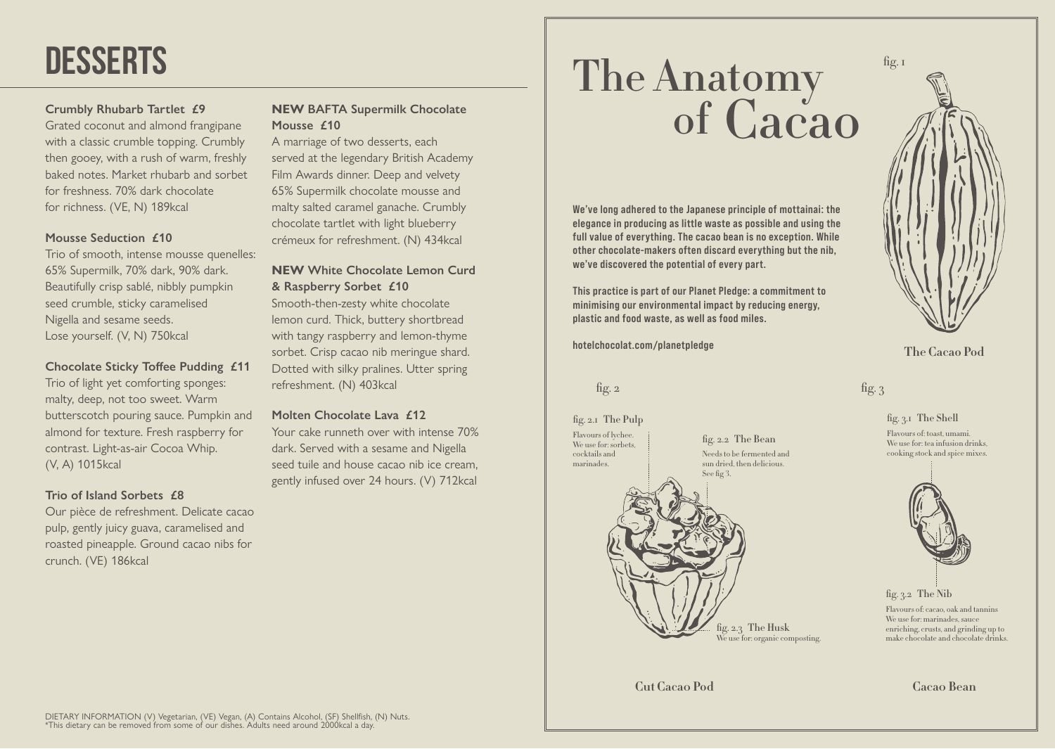# DESSERTS

**Crumbly Rhubarb Tartlet £9**
Grated coconut and almond frangipane with a classic crumble topping. Crumbly then gooey, with a rush of warm, freshly baked notes. Market rhubarb and sorbet for freshness. 70% dark chocolate for richness. (VE, N) 189kcal

**Mousse Seduction £10**
Trio of smooth, intense mousse quenelles: 65% Supermilk, 70% dark, 90% dark. Beautifully crisp sablé, nibbly pumpkin seed crumble, sticky caramelised Nigella and sesame seeds. Lose yourself. (V, N) 750kcal

**Chocolate Sticky Toffee Pudding £11**
Trio of light yet comforting sponges: malty, deep, not too sweet. Warm butterscotch pouring sauce. Pumpkin and almond for texture. Fresh raspberry for contrast. Light-as-air Cocoa Whip. (V, A) 1015kcal

**Trio of Island Sorbets £8**
Our pièce de refreshment. Delicate cacao pulp, gently juicy guava, caramelised and roasted pineapple. Ground cacao nibs for crunch. (VE) 186kcal

**NEW BAFTA Supermilk Chocolate Mousse £10**
A marriage of two desserts, each served at the legendary British Academy Film Awards dinner. Deep and velvety 65% Supermilk chocolate mousse and malty salted caramel ganache. Crumbly chocolate tartlet with light blueberry crémeux for refreshment. (N) 434kcal

**NEW White Chocolate Lemon Curd & Raspberry Sorbet £10**
Smooth-then-zesty white chocolate lemon curd. Thick, buttery shortbread with tangy raspberry and lemon-thyme sorbet. Crisp cacao nib meringue shard. Dotted with silky pralines. Utter spring refreshment. (N) 403kcal

**Molten Chocolate Lava £12**
Your cake runneth over with intense 70% dark. Served with a sesame and Nigella seed tuile and house cacao nib ice cream, gently infused over 24 hours. (V) 712kcal

DIETARY INFORMATION (V) Vegetarian, (VE) Vegan, (A) Contains Alcohol, (SF) Shellfish, (N) Nuts.
*This dietary can be removed from some of our dishes. Adults need around 2000kcal a day.

# The Anatomy of Cacao

**We've long adhered to the Japanese principle of mottainai: the elegance in producing as little waste as possible and using the full value of everything. The cacao bean is no exception. While other chocolate-makers often discard everything but the nib, we've discovered the potential of every part.**

**This practice is part of our Planet Pledge: a commitment to minimising our environmental impact by reducing energy, plastic and food waste, as well as food miles.**

**hotelchocolat.com/planetpledge**

fig. 1

The Cacao Pod

fig. 2

fig. 2.1 The Pulp
Flavours of lychee. We use for: sorbets, cocktails and marinades.

fig. 2.2 The Bean
Needs to be fermented and sun dried, then delicious. See fig 3.

fig. 2.3 The Husk
We use for: organic composting.

Cut Cacao Pod

fig. 3

fig. 3.1 The Shell
Flavours of: toast, umami. We use for: tea infusion drinks, cooking stock and spice mixes.

fig. 3.2 The Nib
Flavours of: cacao, oak and tannins. We use for: marinades, sauce enriching, crusts, and grinding up to make chocolate and chocolate drinks.

Cacao Bean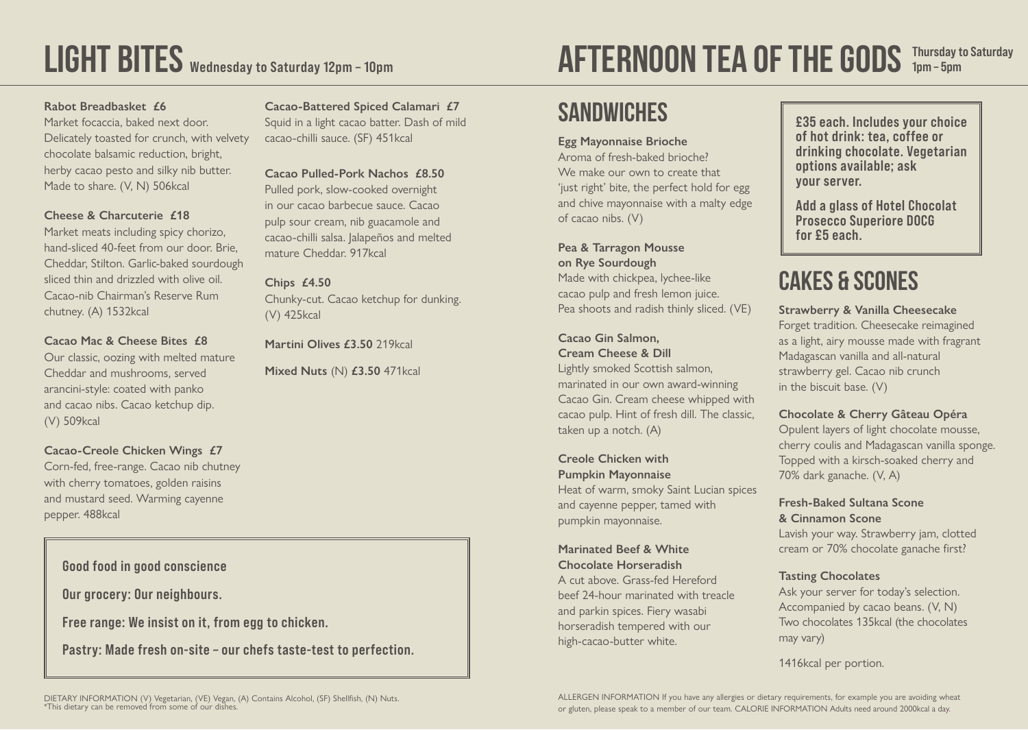# LIGHT BITES Wednesday to Saturday 12pm – 10pm

**Rabot Breadbasket £6**
Market focaccia, baked next door. Delicately toasted for crunch, with velvety chocolate balsamic reduction, bright, herby cacao pesto and silky nib butter. Made to share. (V, N) 506kcal

**Cheese & Charcuterie £18**
Market meats including spicy chorizo, hand-sliced 40-feet from our door. Brie, Cheddar, Stilton. Garlic-baked sourdough sliced thin and drizzled with olive oil. Cacao-nib Chairman's Reserve Rum chutney. (A) 1532kcal

**Cacao Mac & Cheese Bites £8**
Our classic, oozing with melted mature Cheddar and mushrooms, served arancini-style: coated with panko and cacao nibs. Cacao ketchup dip. (V) 509kcal

**Cacao-Creole Chicken Wings £7**
Corn-fed, free-range. Cacao nib chutney with cherry tomatoes, golden raisins and mustard seed. Warming cayenne pepper. 488kcal

**Cacao-Battered Spiced Calamari £7**
Squid in a light cacao batter. Dash of mild cacao-chilli sauce. (SF) 451kcal

**Cacao Pulled-Pork Nachos £8.50**
Pulled pork, slow-cooked overnight in our cacao barbecue sauce. Cacao pulp sour cream, nib guacamole and cacao-chilli salsa. Jalapeños and melted mature Cheddar. 917kcal

**Chips £4.50**
Chunky-cut. Cacao ketchup for dunking. (V) 425kcal

**Martini Olives £3.50** 219kcal

**Mixed Nuts** (N) **£3.50** 471kcal

> **Good food in good conscience**
>
> **Our grocery: Our neighbours.**
>
> **Free range: We insist on it, from egg to chicken.**
>
> **Pastry: Made fresh on-site – our chefs taste-test to perfection.**

DIETARY INFORMATION (V) Vegetarian, (VE) Vegan, (A) Contains Alcohol, (SF) Shellfish, (N) Nuts.
*This dietary can be removed from some of our dishes.

# AFTERNOON TEA OF THE GODS Thursday to Saturday 1pm – 5pm

> **£35 each. Includes your choice of hot drink: tea, coffee or drinking chocolate. Vegetarian options available; ask your server.**
>
> **Add a glass of Hotel Chocolat Prosecco Superiore DOCG for £5 each.**

## SANDWICHES

**Egg Mayonnaise Brioche**
Aroma of fresh-baked brioche? We make our own to create that 'just right' bite, the perfect hold for egg and chive mayonnaise with a malty edge of cacao nibs. (V)

**Pea & Tarragon Mousse on Rye Sourdough**
Made with chickpea, lychee-like cacao pulp and fresh lemon juice. Pea shoots and radish thinly sliced. (VE)

**Cacao Gin Salmon, Cream Cheese & Dill**
Lightly smoked Scottish salmon, marinated in our own award-winning Cacao Gin. Cream cheese whipped with cacao pulp. Hint of fresh dill. The classic, taken up a notch. (A)

**Creole Chicken with Pumpkin Mayonnaise**
Heat of warm, smoky Saint Lucian spices and cayenne pepper, tamed with pumpkin mayonnaise.

**Marinated Beef & White Chocolate Horseradish**
A cut above. Grass-fed Hereford beef 24-hour marinated with treacle and parkin spices. Fiery wasabi horseradish tempered with our high-cacao-butter white.

## CAKES & SCONES

**Strawberry & Vanilla Cheesecake**
Forget tradition. Cheesecake reimagined as a light, airy mousse made with fragrant Madagascan vanilla and all-natural strawberry gel. Cacao nib crunch in the biscuit base. (V)

**Chocolate & Cherry Gâteau Opéra**
Opulent layers of light chocolate mousse, cherry coulis and Madagascan vanilla sponge. Topped with a kirsch-soaked cherry and 70% dark ganache. (V, A)

**Fresh-Baked Sultana Scone & Cinnamon Scone**
Lavish your way. Strawberry jam, clotted cream or 70% chocolate ganache first?

**Tasting Chocolates**
Ask your server for today's selection. Accompanied by cacao beans. (V, N) Two chocolates 135kcal (the chocolates may vary)

1416kcal per portion.

ALLERGEN INFORMATION If you have any allergies or dietary requirements, for example you are avoiding wheat or gluten, please speak to a member of our team. CALORIE INFORMATION Adults need around 2000kcal a day.